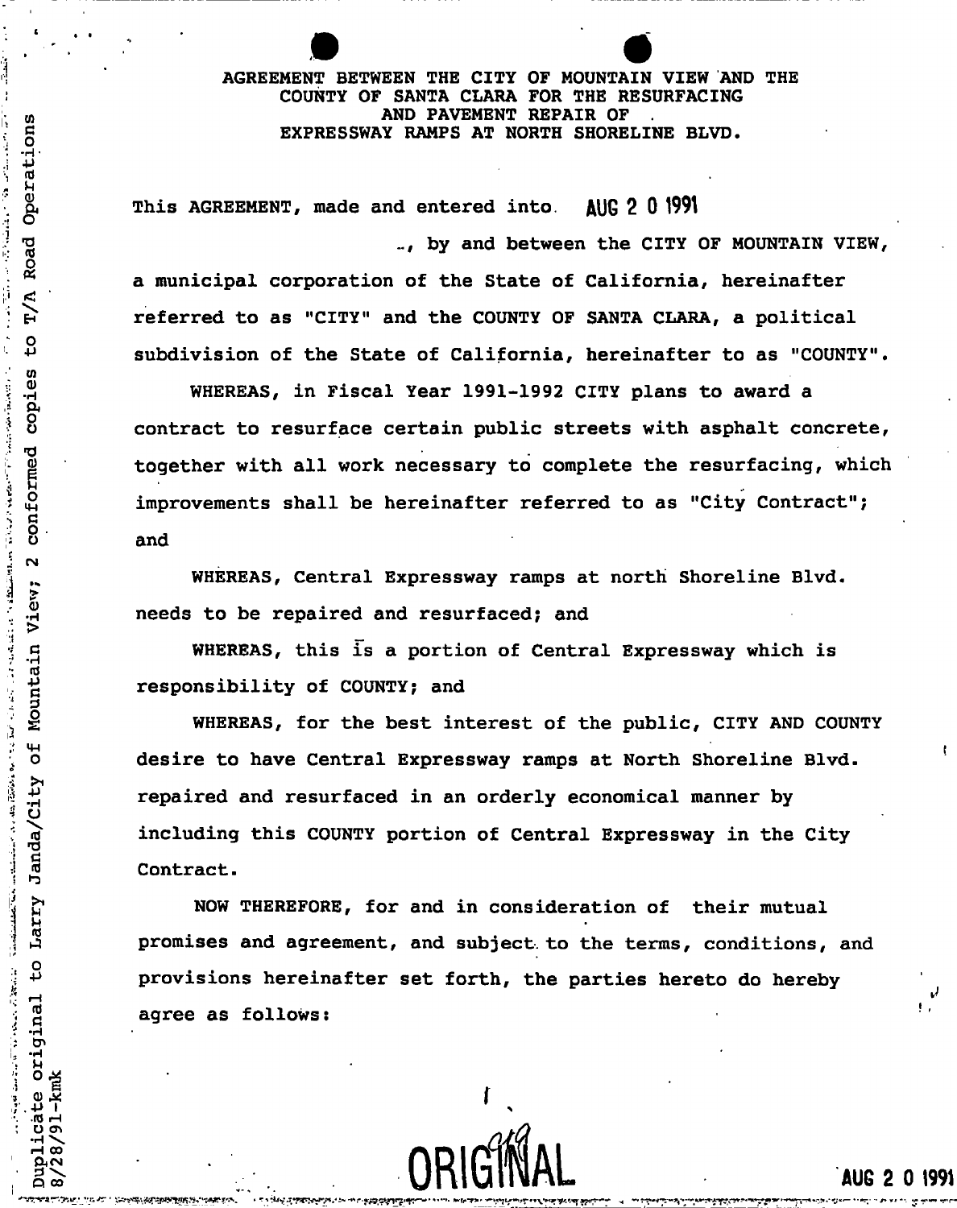# AGREEMENT BETWEEN THE CITY OF MOUNTAIN VIEW AND THE COUNTY OF SANTA CLARA FOR THE RESURFACING AND PAVEMENT REPAIR OF EXPRESSWAY RAMPS AT NORTH SHORELINE BLVD.

This AGREEMENT, made and entered into **AUG 2 0 1991** , by and between the CITY OF MOUNTAIN VIEW, a municipal corporation of the State of California, hereinafter referred to as "CITY" and the COUNTY OF SANTA CLARA, a political subdivision of the State of California, hereinafter to as "COUNTY".

WHEREAS, in Fiscal Year 1991-1992 CITY plans to award a contract to resurface certain public streets with asphalt concrete, together with all work necessary to complete the resurfacing, which improvements shall be hereinafter referred to as "City Contract"; and

WHEREAS, Central Expressway ramps at north Shoreline Blvd. needs to be repaired and resurfaced; and

WHEREAS, this is a portion of Central Expressway which is responsibility of COUNTY; and

WHEREAS, for the best interest of the public, CITY AND COUNTY desire to have Central Expressway ramps at North Shoreline Blvd. repaired and resurfaced in an orderly economical manner by including this COUNTY portion of Central Expressway in the City Contract.

NOW THEREFORE, for and in consideration of their mutual promises and agreement, and subject to the terms, conditions, and provisions hereinafter set forth, the parties hereto do hereby agree as follows:

Duplicate original to Larry Janda/City of Mountain View; 2 conformed copies to T/A Road Operations
8/28/91-kmk

ORIGINAL

AUG 2 0 1991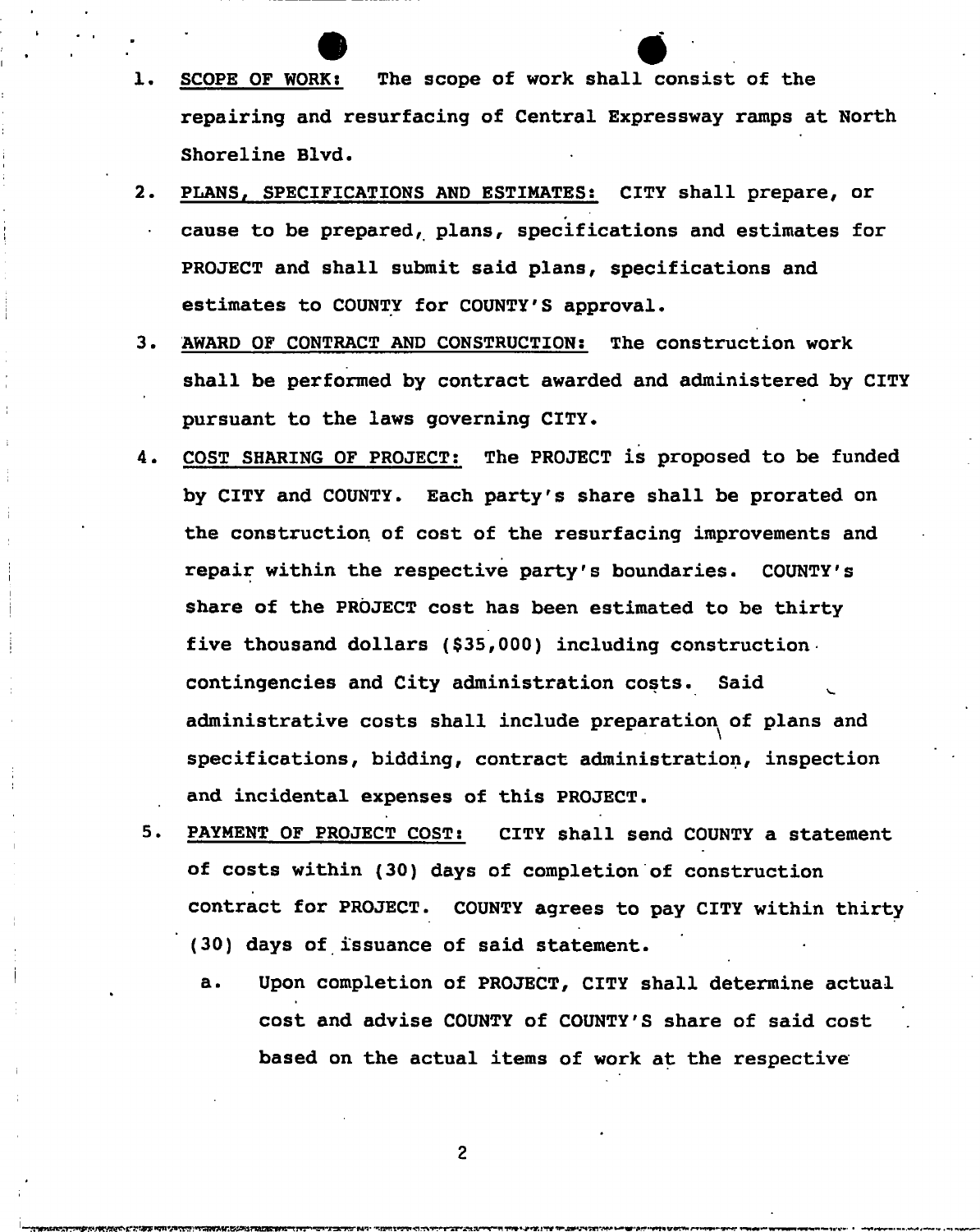1. <u>SCOPE OF WORK:</u> The scope of work shall consist of the repairing and resurfacing of Central Expressway ramps at North Shoreline Blvd.

2. <u>PLANS, SPECIFICATIONS AND ESTIMATES:</u> CITY shall prepare, or cause to be prepared, plans, specifications and estimates for PROJECT and shall submit said plans, specifications and estimates to COUNTY for COUNTY'S approval.

3. <u>AWARD OF CONTRACT AND CONSTRUCTION:</u> The construction work shall be performed by contract awarded and administered by CITY pursuant to the laws governing CITY.

4. <u>COST SHARING OF PROJECT:</u> The PROJECT is proposed to be funded by CITY and COUNTY. Each party's share shall be prorated on the construction of cost of the resurfacing improvements and repair within the respective party's boundaries. COUNTY's share of the PROJECT cost has been estimated to be thirty five thousand dollars ($35,000) including construction contingencies and City administration costs. Said administrative costs shall include preparation of plans and specifications, bidding, contract administration, inspection and incidental expenses of this PROJECT.

5. <u>PAYMENT OF PROJECT COST:</u> CITY shall send COUNTY a statement of costs within (30) days of completion of construction contract for PROJECT. COUNTY agrees to pay CITY within thirty (30) days of issuance of said statement.

   a. Upon completion of PROJECT, CITY shall determine actual cost and advise COUNTY of COUNTY'S share of said cost based on the actual items of work at the respective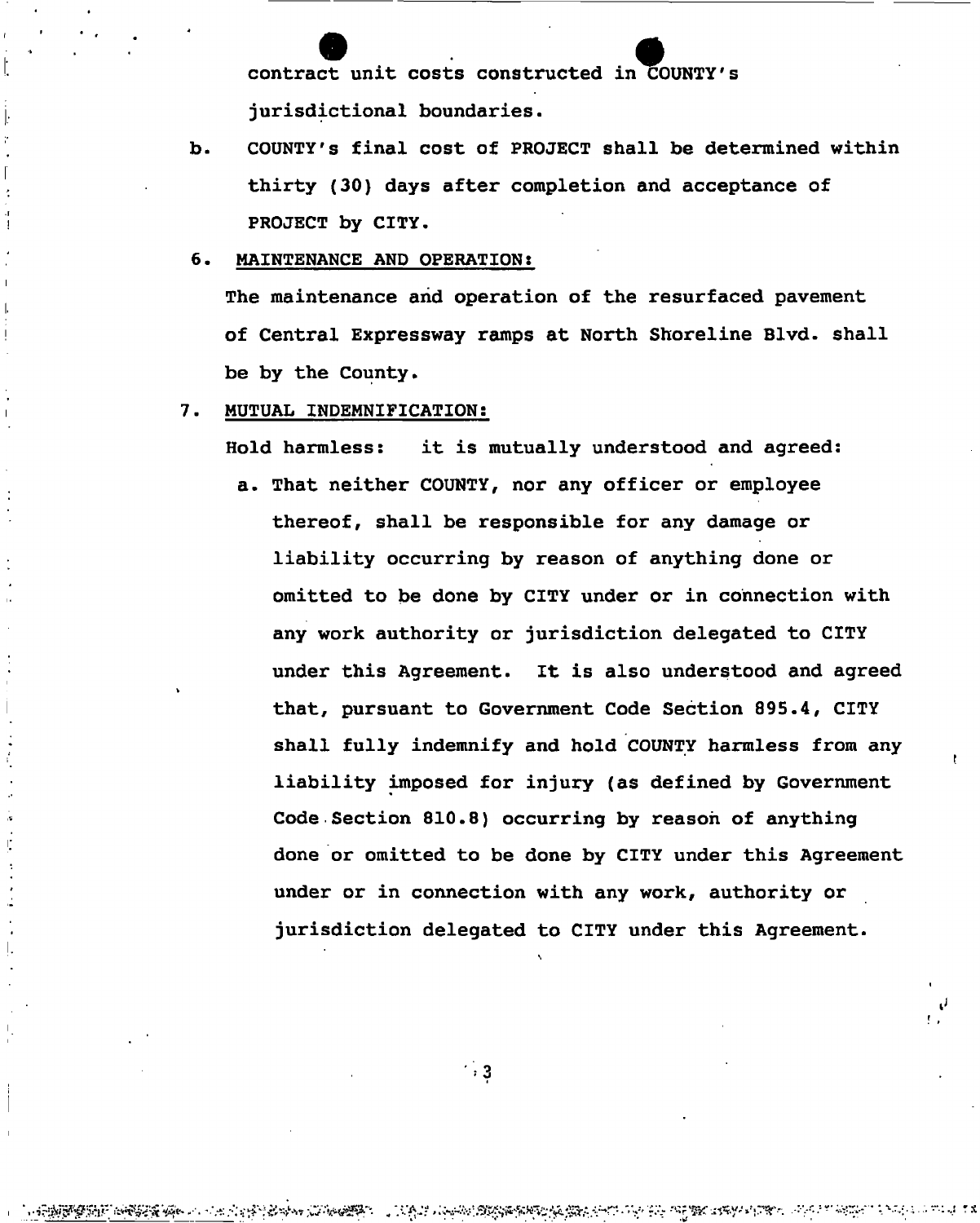contract unit costs constructed in COUNTY's jurisdictional boundaries.

b. COUNTY's final cost of PROJECT shall be determined within thirty (30) days after completion and acceptance of PROJECT by CITY.

6. MAINTENANCE AND OPERATION:

The maintenance and operation of the resurfaced pavement of Central Expressway ramps at North Shoreline Blvd. shall be by the County.

7. MUTUAL INDEMNIFICATION:

Hold harmless: it is mutually understood and agreed:

a. That neither COUNTY, nor any officer or employee thereof, shall be responsible for any damage or liability occurring by reason of anything done or omitted to be done by CITY under or in connection with any work authority or jurisdiction delegated to CITY under this Agreement. It is also understood and agreed that, pursuant to Government Code Section 895.4, CITY shall fully indemnify and hold COUNTY harmless from any liability imposed for injury (as defined by Government Code Section 810.8) occurring by reason of anything done or omitted to be done by CITY under this Agreement under or in connection with any work, authority or jurisdiction delegated to CITY under this Agreement.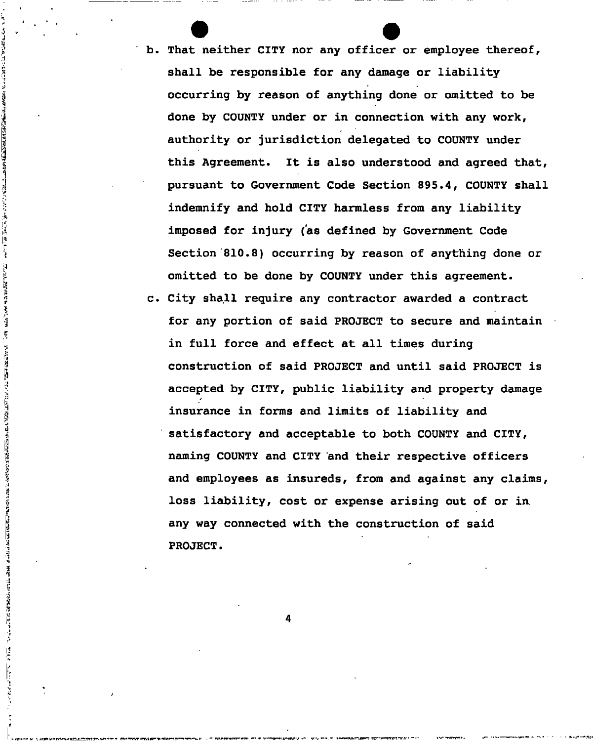b. That neither CITY nor any officer or employee thereof, shall be responsible for any damage or liability occurring by reason of anything done or omitted to be done by COUNTY under or in connection with any work, authority or jurisdiction delegated to COUNTY under this Agreement. It is also understood and agreed that, pursuant to Government Code Section 895.4, COUNTY shall indemnify and hold CITY harmless from any liability imposed for injury (as defined by Government Code Section 810.8) occurring by reason of anything done or omitted to be done by COUNTY under this agreement.

c. City shall require any contractor awarded a contract for any portion of said PROJECT to secure and maintain in full force and effect at all times during construction of said PROJECT and until said PROJECT is accepted by CITY, public liability and property damage insurance in forms and limits of liability and satisfactory and acceptable to both COUNTY and CITY, naming COUNTY and CITY and their respective officers and employees as insureds, from and against any claims, loss liability, cost or expense arising out of or in any way connected with the construction of said PROJECT.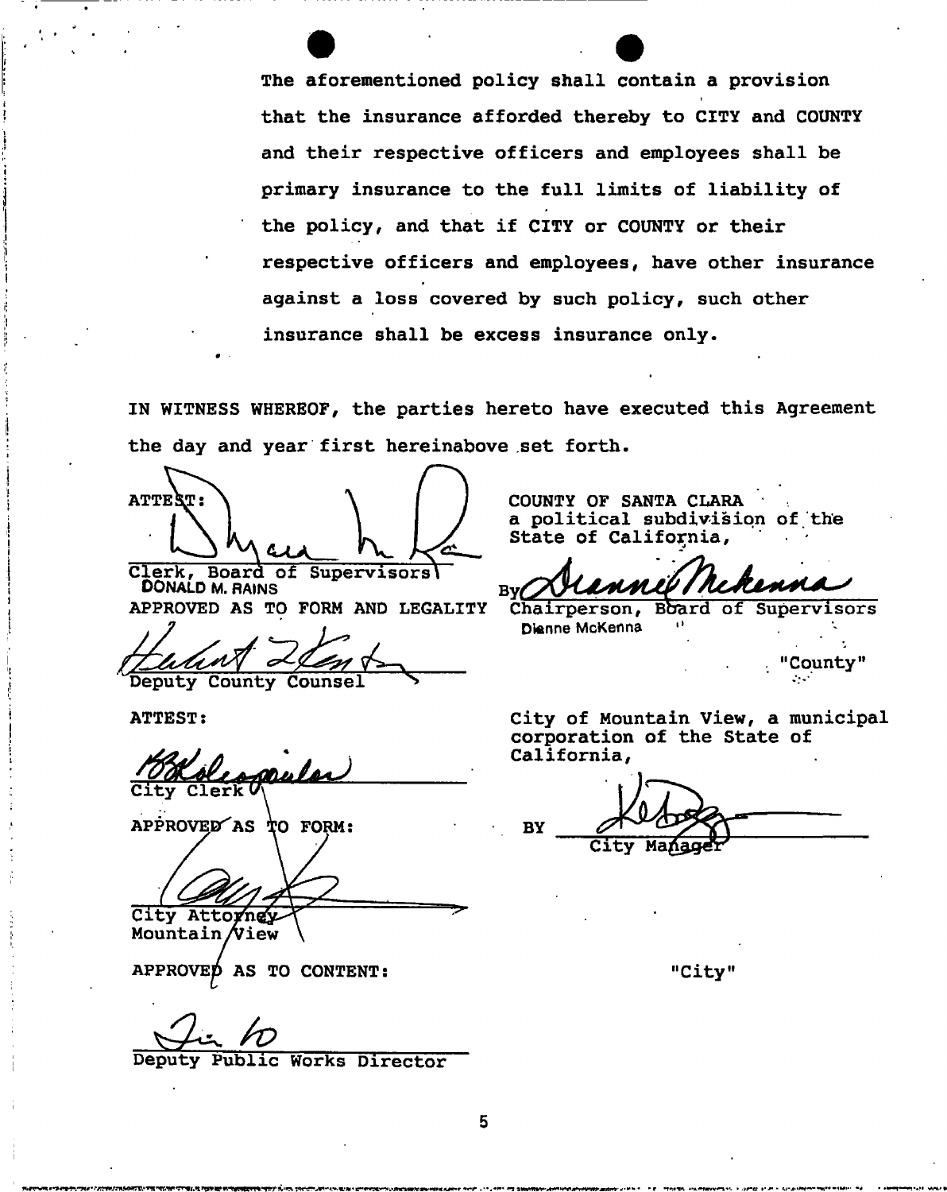The aforementioned policy shall contain a provision that the insurance afforded thereby to CITY and COUNTY and their respective officers and employees shall be primary insurance to the full limits of liability of the policy, and that if CITY or COUNTY or their respective officers and employees, have other insurance against a loss covered by such policy, such other insurance shall be excess insurance only.

IN WITNESS WHEREOF, the parties hereto have executed this Agreement the day and year first hereinabove set forth.

ATTEST:

Clerk, Board of Supervisors
DONALD M. RAINS

APPROVED AS TO FORM AND LEGALITY

Deputy County Counsel

COUNTY OF SANTA CLARA
a political subdivision of the State of California,

By
Chairperson, Board of Supervisors
Dianne McKenna

"County"

ATTEST:

City Clerk

APPROVED AS TO FORM:

City Attorney
Mountain View

APPROVED AS TO CONTENT:

Deputy Public Works Director

City of Mountain View, a municipal corporation of the State of California,

BY
City Manager

"City"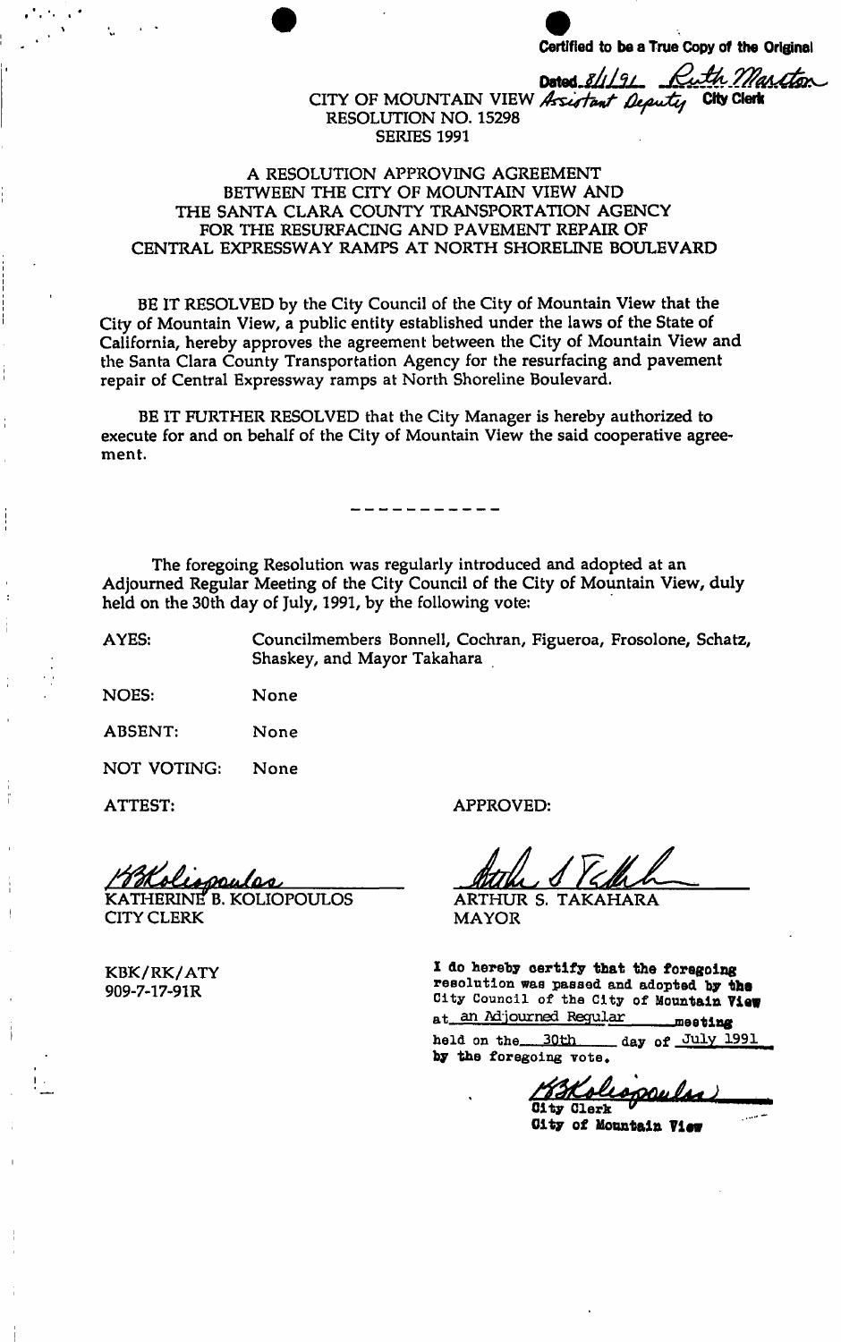**Certified to be a True Copy of the Original**

Dated 8/1/91 Ruth Marston
Assistant Deputy City Clerk

CITY OF MOUNTAIN VIEW
RESOLUTION NO. 15298
SERIES 1991

# A RESOLUTION APPROVING AGREEMENT BETWEEN THE CITY OF MOUNTAIN VIEW AND THE SANTA CLARA COUNTY TRANSPORTATION AGENCY FOR THE RESURFACING AND PAVEMENT REPAIR OF CENTRAL EXPRESSWAY RAMPS AT NORTH SHORELINE BOULEVARD

BE IT RESOLVED by the City Council of the City of Mountain View that the City of Mountain View, a public entity established under the laws of the State of California, hereby approves the agreement between the City of Mountain View and the Santa Clara County Transportation Agency for the resurfacing and pavement repair of Central Expressway ramps at North Shoreline Boulevard.

BE IT FURTHER RESOLVED that the City Manager is hereby authorized to execute for and on behalf of the City of Mountain View the said cooperative agreement.

-----------

The foregoing Resolution was regularly introduced and adopted at an Adjourned Regular Meeting of the City Council of the City of Mountain View, duly held on the 30th day of July, 1991, by the following vote:

AYES: Councilmembers Bonnell, Cochran, Figueroa, Frosolone, Schatz, Shaskey, and Mayor Takahara

NOES: None

ABSENT: None

NOT VOTING: None

ATTEST:

KBKoliopoulos
KATHERINE B. KOLIOPOULOS
CITY CLERK

APPROVED:

Arthur S. Takahara
ARTHUR S. TAKAHARA
MAYOR

KBK/RK/ATY
909-7-17-91R

I do hereby certify that the foregoing resolution was passed and adopted by the City Council of the City of Mountain View at an Adjourned Regular meeting held on the 30th day of July 1991 by the foregoing vote.

KBKoliopoulos
City Clerk
City of Mountain View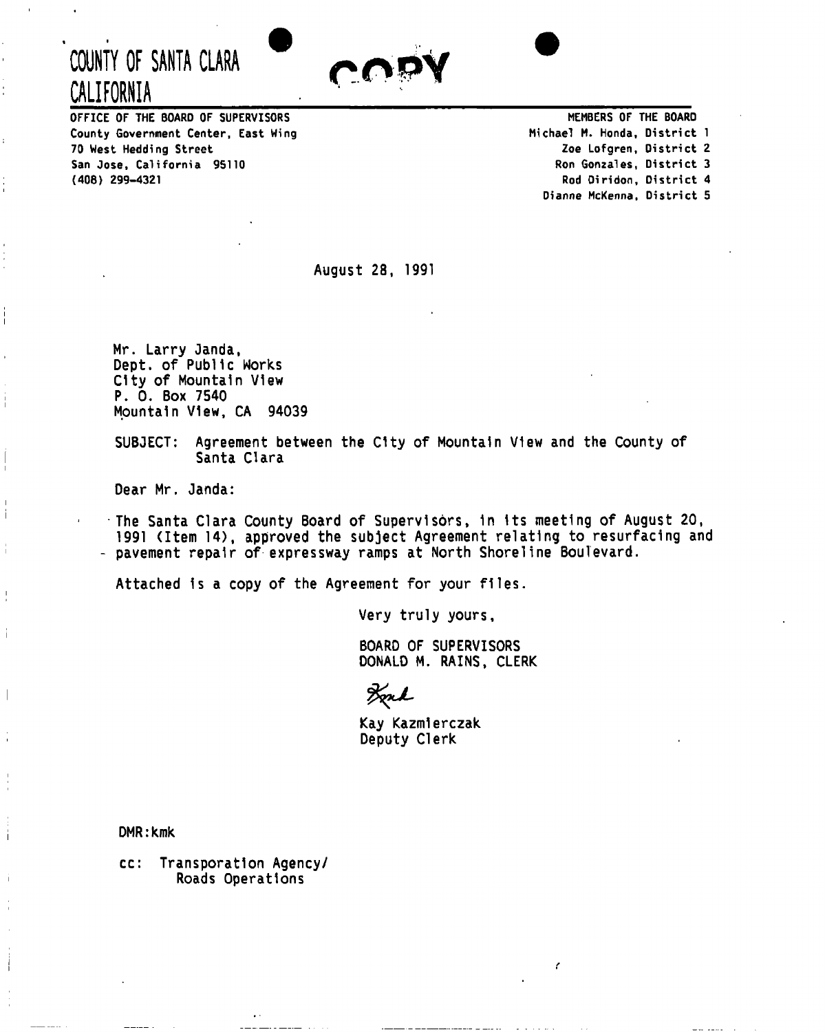# COUNTY OF SANTA CLARA
# CALIFORNIA

COPY

OFFICE OF THE BOARD OF SUPERVISORS
County Government Center, East Wing
70 West Hedding Street
San Jose, California 95110
(408) 299-4321

MEMBERS OF THE BOARD
Michael M. Honda, District 1
Zoe Lofgren, District 2
Ron Gonzales, District 3
Rod Diridon, District 4
Dianne McKenna, District 5

August 28, 1991

Mr. Larry Janda,
Dept. of Public Works
City of Mountain View
P. O. Box 7540
Mountain View, CA 94039

SUBJECT: Agreement between the City of Mountain View and the County of Santa Clara

Dear Mr. Janda:

The Santa Clara County Board of Supervisors, in its meeting of August 20, 1991 (Item 14), approved the subject Agreement relating to resurfacing and pavement repair of expressway ramps at North Shoreline Boulevard.

Attached is a copy of the Agreement for your files.

Very truly yours,

BOARD OF SUPERVISORS
DONALD M. RAINS, CLERK

Kay Kazmierczak
Deputy Clerk

DMR:kmk

cc: Transporation Agency/
Roads Operations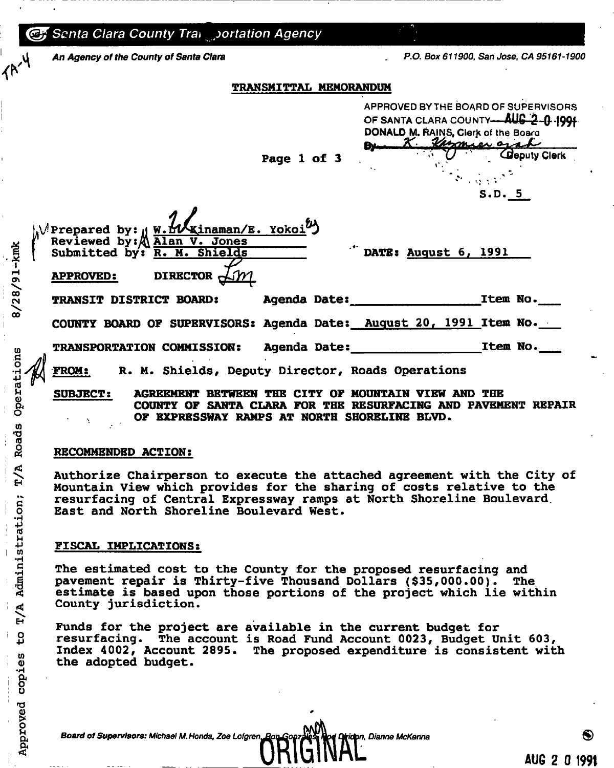Santa Clara County Transportation Agency

*An Agency of the County of Santa Clara* P.O. Box 611900, San Jose, CA 95161-1900

TA-4

## TRANSMITTAL MEMORANDUM

APPROVED BY THE BOARD OF SUPERVISORS OF SANTA CLARA COUNTY AUG 2 0 1991
DONALD M. RAINS, Clerk of the Board
By K. Kyzmser, Deputy Clerk

S.D. 5

Prepared by: W. D. Kinaman/E. Yokoi
Reviewed by: Alan V. Jones
Submitted by: R. M. Shields

DATE: August 6, 1991

**APPROVED:** DIRECTOR LM

**TRANSIT DISTRICT BOARD:** Agenda Date:\_\_\_\_\_\_\_\_ Item No.\_\_\_

**COUNTY BOARD OF SUPERVISORS:** Agenda Date: August 20, 1991 Item No.\_\_\_

**TRANSPORTATION COMMISSION:** Agenda Date:\_\_\_\_\_\_\_\_ Item No.\_\_\_

**FROM:** R. M. Shields, Deputy Director, Roads Operations

**SUBJECT:** AGREEMENT BETWEEN THE CITY OF MOUNTAIN VIEW AND THE COUNTY OF SANTA CLARA FOR THE RESURFACING AND PAVEMENT REPAIR OF EXPRESSWAY RAMPS AT NORTH SHORELINE BLVD.

**RECOMMENDED ACTION:**

Authorize Chairperson to execute the attached agreement with the City of Mountain View which provides for the sharing of costs relative to the resurfacing of Central Expressway ramps at North Shoreline Boulevard East and North Shoreline Boulevard West.

**FISCAL IMPLICATIONS:**

The estimated cost to the County for the proposed resurfacing and pavement repair is Thirty-five Thousand Dollars ($35,000.00). The estimate is based upon those portions of the project which lie within County jurisdiction.

Funds for the project are available in the current budget for resurfacing. The account is Road Fund Account 0023, Budget Unit 603, Index 4002, Account 2895. The proposed expenditure is consistent with the adopted budget.

8/28/91-kmk Approved copies to T/A Administration; T/A Roads Operations

*Board of Supervisors: Michael M. Honda, Zoe Lofgren, Ron Gonzales, Rod Diridon, Dianne McKenna*

ORIGINAL

AUG 2 0 1991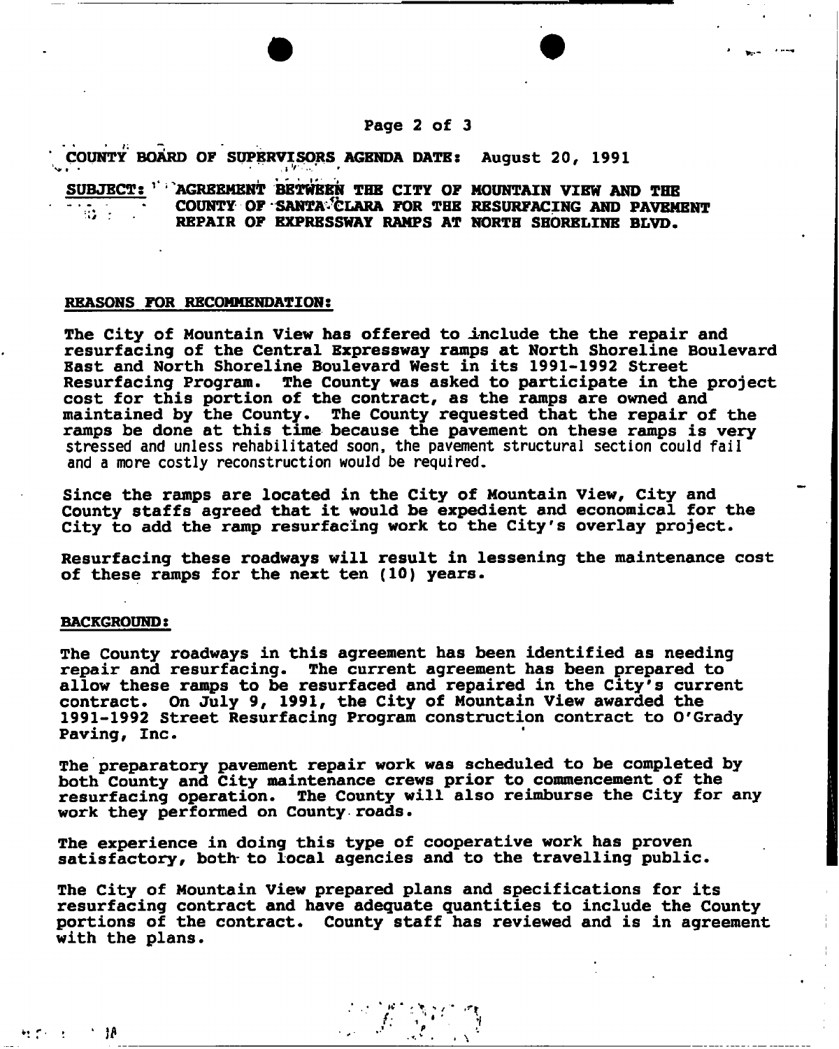COUNTY BOARD OF SUPERVISORS AGENDA DATE: August 20, 1991

**SUBJECT:** AGREEMENT BETWEEN THE CITY OF MOUNTAIN VIEW AND THE COUNTY OF SANTA CLARA FOR THE RESURFACING AND PAVEMENT REPAIR OF EXPRESSWAY RAMPS AT NORTH SHORELINE BLVD.

**REASONS FOR RECOMMENDATION:**

The City of Mountain View has offered to include the the repair and resurfacing of the Central Expressway ramps at North Shoreline Boulevard East and North Shoreline Boulevard West in its 1991-1992 Street Resurfacing Program. The County was asked to participate in the project cost for this portion of the contract, as the ramps are owned and maintained by the County. The County requested that the repair of the ramps be done at this time because the pavement on these ramps is very stressed and unless rehabilitated soon, the pavement structural section could fail and a more costly reconstruction would be required.

Since the ramps are located in the City of Mountain View, City and County staffs agreed that it would be expedient and economical for the City to add the ramp resurfacing work to the City's overlay project.

Resurfacing these roadways will result in lessening the maintenance cost of these ramps for the next ten (10) years.

**BACKGROUND:**

The County roadways in this agreement has been identified as needing repair and resurfacing. The current agreement has been prepared to allow these ramps to be resurfaced and repaired in the City's current contract. On July 9, 1991, the City of Mountain View awarded the 1991-1992 Street Resurfacing Program construction contract to O'Grady Paving, Inc.

The preparatory pavement repair work was scheduled to be completed by both County and City maintenance crews prior to commencement of the resurfacing operation. The County will also reimburse the City for any work they performed on County roads.

The experience in doing this type of cooperative work has proven satisfactory, both to local agencies and to the travelling public.

The City of Mountain View prepared plans and specifications for its resurfacing contract and have adequate quantities to include the County portions of the contract. County staff has reviewed and is in agreement with the plans.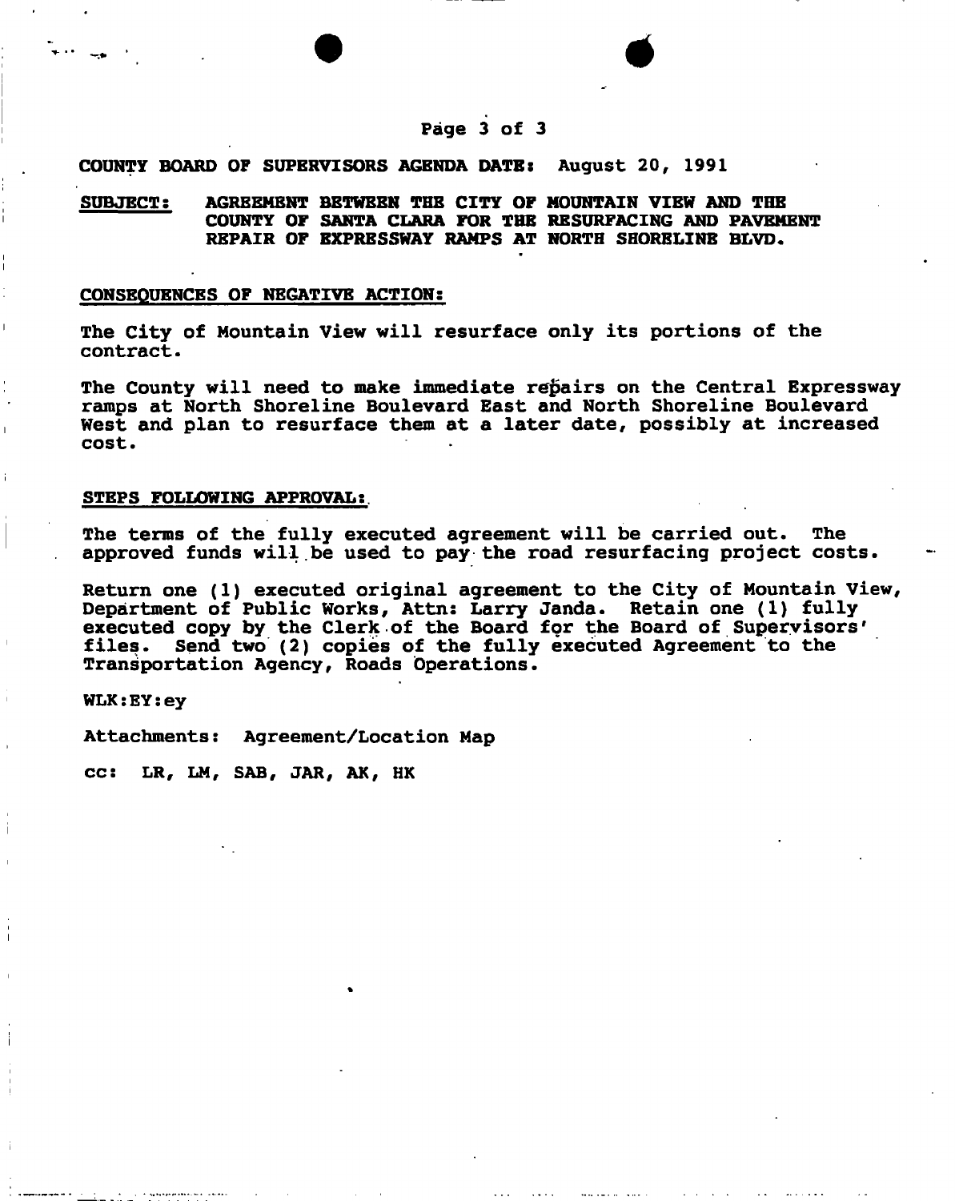**COUNTY BOARD OF SUPERVISORS AGENDA DATE:** August 20, 1991

**SUBJECT: AGREEMENT BETWEEN THE CITY OF MOUNTAIN VIEW AND THE COUNTY OF SANTA CLARA FOR THE RESURFACING AND PAVEMENT REPAIR OF EXPRESSWAY RAMPS AT NORTH SHORELINE BLVD.**

**CONSEQUENCES OF NEGATIVE ACTION:**

The City of Mountain View will resurface only its portions of the contract.

The County will need to make immediate repairs on the Central Expressway ramps at North Shoreline Boulevard East and North Shoreline Boulevard West and plan to resurface them at a later date, possibly at increased cost.

**STEPS FOLLOWING APPROVAL:**

The terms of the fully executed agreement will be carried out. The approved funds will be used to pay the road resurfacing project costs.

Return one (1) executed original agreement to the City of Mountain View, Department of Public Works, Attn: Larry Janda. Retain one (1) fully executed copy by the Clerk of the Board for the Board of Supervisors' files. Send two (2) copies of the fully executed Agreement to the Transportation Agency, Roads Operations.

WLK:EY:ey

Attachments: Agreement/Location Map

cc: LR, LM, SAB, JAR, AK, HK